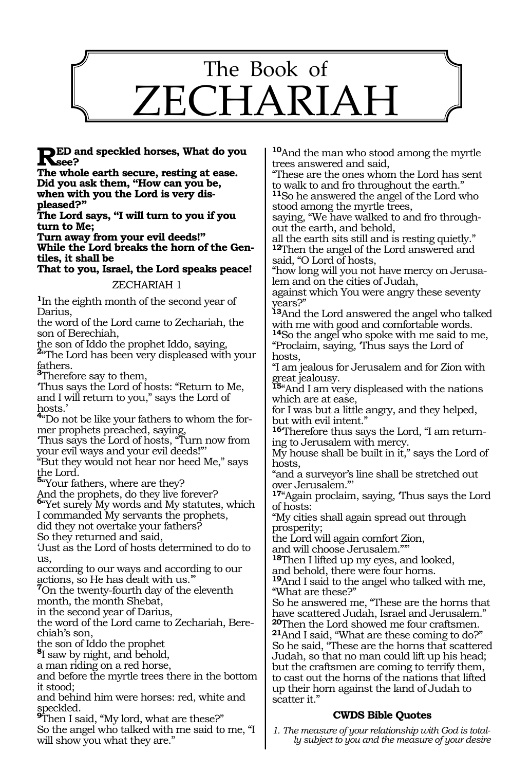# The Book of ZECHARIAH

**RED and speckled horses, What do you see?**
**The whole earth secure, resting at ease.**
**Did you ask them, "How can you be, when with you the Lord is very displeased?"**
**The Lord says, "I will turn to you if you turn to Me;**
**Turn away from your evil deeds!"**
**While the Lord breaks the horn of the Gentiles, it shall be**
**That to you, Israel, the Lord speaks peace!**

ZECHARIAH 1

**1**In the eighth month of the second year of Darius,
the word of the Lord came to Zechariah, the son of Berechiah,
the son of Iddo the prophet Iddo, saying,
**2**"The Lord has been very displeased with your fathers.
**3**Therefore say to them,
'Thus says the Lord of hosts: "Return to Me, and I will return to you," says the Lord of hosts.'
**4**"Do not be like your fathers to whom the former prophets preached, saying,
'Thus says the Lord of hosts, "Turn now from your evil ways and your evil deeds!"'
"But they would not hear nor heed Me," says the Lord.
**5**"Your fathers, where are they?
And the prophets, do they live forever?
**6**"Yet surely My words and My statutes, which I commanded My servants the prophets,
did they not overtake your fathers?
So they returned and said,
'Just as the Lord of hosts determined to do to us,
according to our ways and according to our actions, so He has dealt with us.'"
**7**On the twenty-fourth day of the eleventh month, the month Shebat,
in the second year of Darius,
the word of the Lord came to Zechariah, Berechiah's son,
the son of Iddo the prophet
**8**I saw by night, and behold,
a man riding on a red horse,
and before the myrtle trees there in the bottom it stood;
and behind him were horses: red, white and speckled.
**9**Then I said, "My lord, what are these?"
So the angel who talked with me said to me, "I will show you what they are."
**10**And the man who stood among the myrtle trees answered and said,
"These are the ones whom the Lord has sent to walk to and fro throughout the earth."
**11**So he answered the angel of the Lord who stood among the myrtle trees,
saying, "We have walked to and fro throughout the earth, and behold,
all the earth sits still and is resting quietly."
**12**Then the angel of the Lord answered and said, "O Lord of hosts,
"how long will you not have mercy on Jerusalem and on the cities of Judah,
against which You were angry these seventy years?"
**13**And the Lord answered the angel who talked with me with good and comfortable words.
**14**So the angel who spoke with me said to me,
"Proclaim, saying, 'Thus says the Lord of hosts,
"I am jealous for Jerusalem and for Zion with great jealousy.
**15**"And I am very displeased with the nations which are at ease,
for I was but a little angry, and they helped, but with evil intent."
**16**'Therefore thus says the Lord, "I am returning to Jerusalem with mercy.
My house shall be built in it," says the Lord of hosts,
"and a surveyor's line shall be stretched out over Jerusalem."'
**17**"Again proclaim, saying, 'Thus says the Lord of hosts:
"My cities shall again spread out through prosperity;
the Lord will again comfort Zion,
and will choose Jerusalem.""'
**18**Then I lifted up my eyes, and looked,
and behold, there were four horns.
**19**And I said to the angel who talked with me, "What are these?"
So he answered me, "These are the horns that have scattered Judah, Israel and Jerusalem."
**20**Then the Lord showed me four craftsmen.
**21**And I said, "What are these coming to do?"
So he said, "These are the horns that scattered Judah, so that no man could lift up his head;
but the craftsmen are coming to terrify them,
to cast out the horns of the nations that lifted up their horn against the land of Judah to scatter it."

**CWDS Bible Quotes**

*1. The measure of your relationship with God is totally subject to you and the measure of your desire*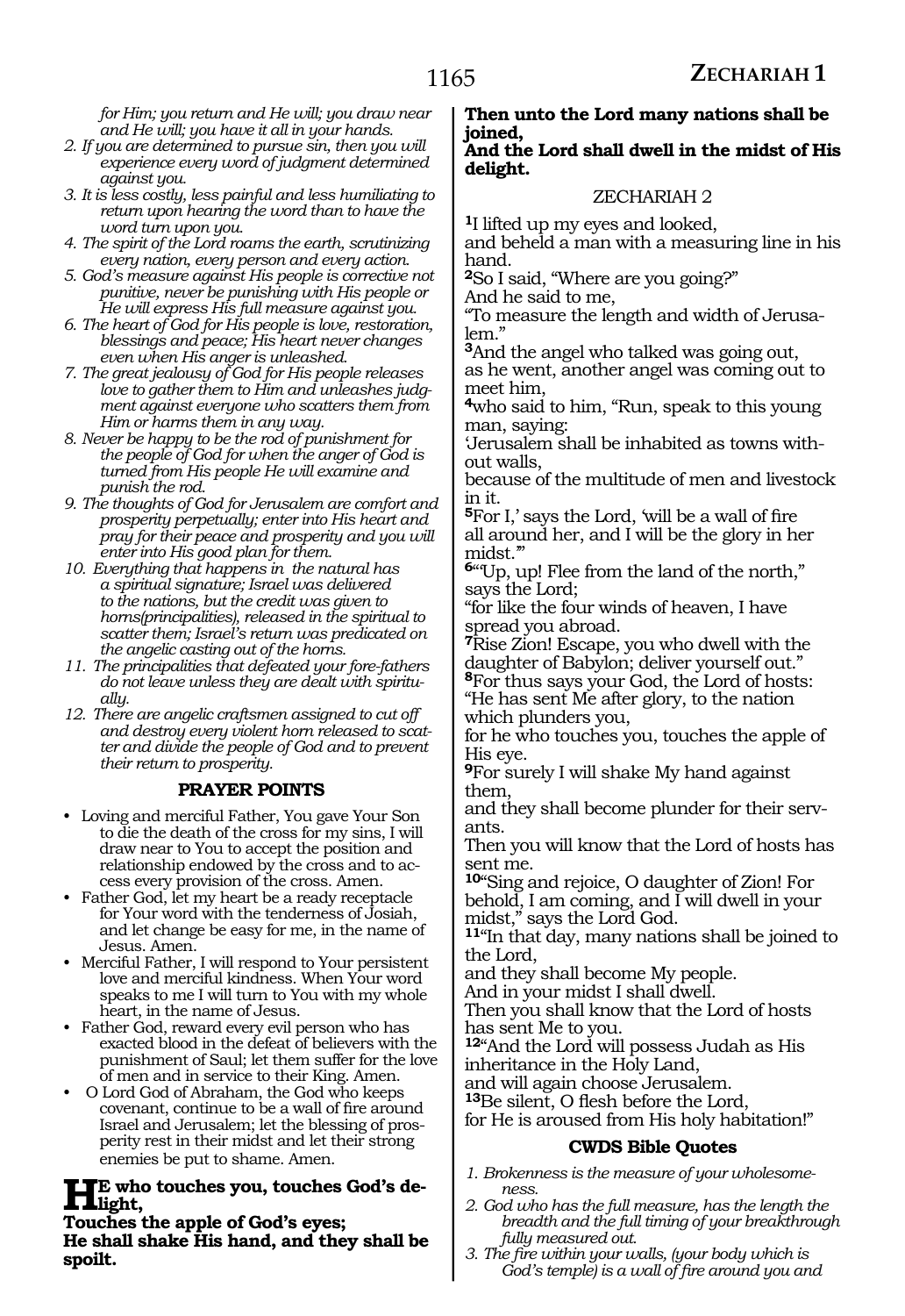*for Him; you return and He will; you draw near and He will; you have it all in your hands.*

2. *If you are determined to pursue sin, then you will experience every word of judgment determined against you.*
3. *It is less costly, less painful and less humiliating to return upon hearing the word than to have the word turn upon you.*
4. *The spirit of the Lord roams the earth, scrutinizing every nation, every person and every action.*
5. *God's measure against His people is corrective not punitive, never be punishing with His people or He will express His full measure against you.*
6. *The heart of God for His people is love, restoration, blessings and peace; His heart never changes even when His anger is unleashed.*
7. *The great jealousy of God for His people releases love to gather them to Him and unleashes judgment against everyone who scatters them from Him or harms them in any way.*
8. *Never be happy to be the rod of punishment for the people of God for when the anger of God is turned from His people He will examine and punish the rod.*
9. *The thoughts of God for Jerusalem are comfort and prosperity perpetually; enter into His heart and pray for their peace and prosperity and you will enter into His good plan for them.*
10. *Everything that happens in the natural has a spiritual signature; Israel was delivered to the nations, but the credit was given to horns(principalities), released in the spiritual to scatter them; Israel's return was predicated on the angelic casting out of the horns.*
11. *The principalities that defeated your fore-fathers do not leave unless they are dealt with spiritually.*
12. *There are angelic craftsmen assigned to cut off and destroy every violent horn released to scatter and divide the people of God and to prevent their return to prosperity.*

### PRAYER POINTS

- Loving and merciful Father, You gave Your Son to die the death of the cross for my sins, I will draw near to You to accept the position and relationship endowed by the cross and to access every provision of the cross. Amen.
- Father God, let my heart be a ready receptacle for Your word with the tenderness of Josiah, and let change be easy for me, in the name of Jesus. Amen.
- Merciful Father, I will respond to Your persistent love and merciful kindness. When Your word speaks to me I will turn to You with my whole heart, in the name of Jesus.
- Father God, reward every evil person who has exacted blood in the defeat of believers with the punishment of Saul; let them suffer for the love of men and in service to their King. Amen.
- O Lord God of Abraham, the God who keeps covenant, continue to be a wall of fire around Israel and Jerusalem; let the blessing of prosperity rest in their midst and let their strong enemies be put to shame. Amen.

**HE who touches you, touches God's delight,**
**Touches the apple of God's eyes;**
**He shall shake His hand, and they shall be spoilt.**
**Then unto the Lord many nations shall be joined,**
**And the Lord shall dwell in the midst of His delight.**

## ZECHARIAH 2

[1]I lifted up my eyes and looked,
and beheld a man with a measuring line in his hand.
[2]So I said, "Where are you going?"
And he said to me,
"To measure the length and width of Jerusalem."
[3]And the angel who talked was going out,
as he went, another angel was coming out to meet him,
[4]who said to him, "Run, speak to this young man, saying:
'Jerusalem shall be inhabited as towns without walls,
because of the multitude of men and livestock in it.
[5]For I,' says the Lord, 'will be a wall of fire all around her, and I will be the glory in her midst.'"
[6]"Up, up! Flee from the land of the north," says the Lord;
"for like the four winds of heaven, I have spread you abroad.
[7]Rise Zion! Escape, you who dwell with the daughter of Babylon; deliver yourself out."
[8]For thus says your God, the Lord of hosts:
"He has sent Me after glory, to the nation which plunders you,
for he who touches you, touches the apple of His eye.
[9]For surely I will shake My hand against them,
and they shall become plunder for their servants.
Then you will know that the Lord of hosts has sent me.
[10]"Sing and rejoice, O daughter of Zion! For behold, I am coming, and I will dwell in your midst," says the Lord God.
[11]"In that day, many nations shall be joined to the Lord,
and they shall become My people.
And in your midst I shall dwell.
Then you shall know that the Lord of hosts has sent Me to you.
[12]"And the Lord will possess Judah as His inheritance in the Holy Land,
and will again choose Jerusalem.
[13]Be silent, O flesh before the Lord,
for He is aroused from His holy habitation!"

### CWDS Bible Quotes

1. *Brokenness is the measure of your wholesomeness.*
2. *God who has the full measure, has the length the breadth and the full timing of your breakthrough fully measured out.*
3. *The fire within your walls, (your body which is God's temple) is a wall of fire around you and*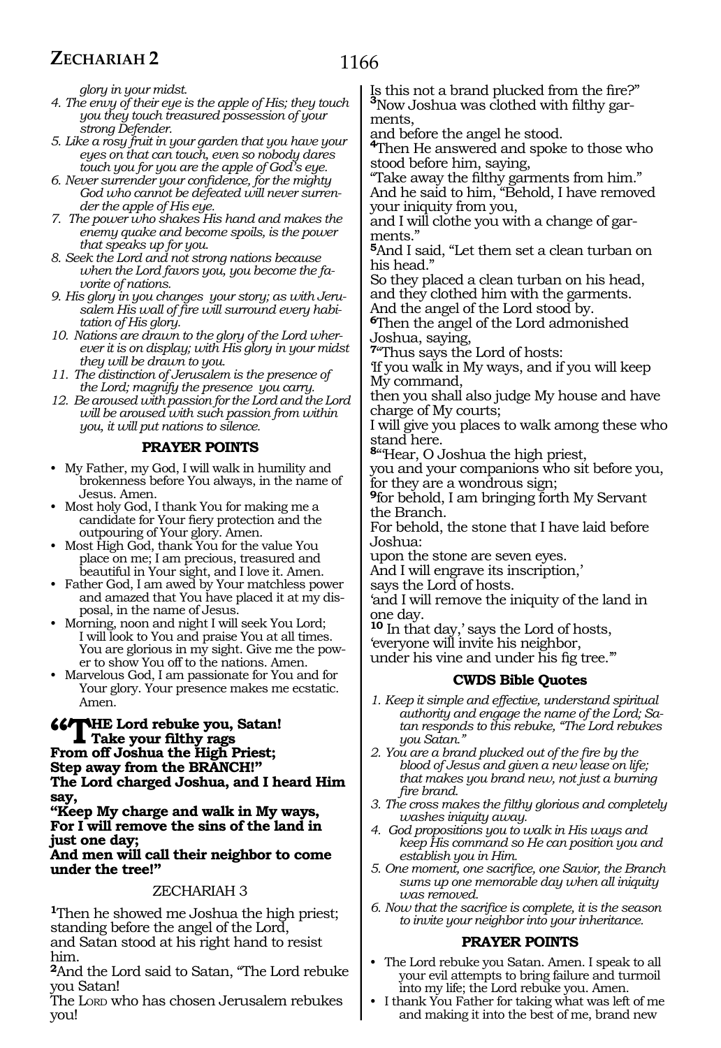*glory in your midst.*

4. *The envy of their eye is the apple of His; they touch you they touch treasured possession of your strong Defender.*
5. *Like a rosy fruit in your garden that you have your eyes on that can touch, even so nobody dares touch you for you are the apple of God's eye.*
6. *Never surrender your confidence, for the mighty God who cannot be defeated will never surrender the apple of His eye.*
7. *The power who shakes His hand and makes the enemy quake and become spoils, is the power that speaks up for you.*
8. *Seek the Lord and not strong nations because when the Lord favors you, you become the favorite of nations.*
9. *His glory in you changes your story; as with Jerusalem His wall of fire will surround every habitation of His glory.*
10. *Nations are drawn to the glory of the Lord wherever it is on display; with His glory in your midst they will be drawn to you.*
11. *The distinction of Jerusalem is the presence of the Lord; magnify the presence you carry.*
12. *Be aroused with passion for the Lord and the Lord will be aroused with such passion from within you, it will put nations to silence.*

### PRAYER POINTS

- My Father, my God, I will walk in humility and brokenness before You always, in the name of Jesus. Amen.
- Most holy God, I thank You for making me a candidate for Your fiery protection and the outpouring of Your glory. Amen.
- Most High God, thank You for the value You place on me; I am precious, treasured and beautiful in Your sight, and I love it. Amen.
- Father God, I am awed by Your matchless power and amazed that You have placed it at my disposal, in the name of Jesus.
- Morning, noon and night I will seek You Lord; I will look to You and praise You at all times. You are glorious in my sight. Give me the power to show You off to the nations. Amen.
- Marvelous God, I am passionate for You and for Your glory. Your presence makes me ecstatic. Amen.

**"THE Lord rebuke you, Satan!**
**Take your filthy rags**
**From off Joshua the High Priest;**
**Step away from the BRANCH!"**
**The Lord charged Joshua, and I heard Him say,**
**"Keep My charge and walk in My ways,**
**For I will remove the sins of the land in just one day;**
**And men will call their neighbor to come under the tree!"**

ZECHARIAH 3

[1]Then he showed me Joshua the high priest; standing before the angel of the Lord, and Satan stood at his right hand to resist him.
[2]And the Lord said to Satan, "The Lord rebuke you Satan!
The LORD who has chosen Jerusalem rebukes you!
Is this not a brand plucked from the fire?"
[3]Now Joshua was clothed with filthy garments,
and before the angel he stood.
[4]Then He answered and spoke to those who stood before him, saying,
"Take away the filthy garments from him."
And he said to him, "Behold, I have removed your iniquity from you,
and I will clothe you with a change of garments."
[5]And I said, "Let them set a clean turban on his head."
So they placed a clean turban on his head,
and they clothed him with the garments.
And the angel of the Lord stood by.
[6]Then the angel of the Lord admonished Joshua, saying,
[7]"Thus says the Lord of hosts:
'If you walk in My ways, and if you will keep My command,
then you shall also judge My house and have charge of My courts;
I will give you places to walk among these who stand here.
[8]"Hear, O Joshua the high priest,
you and your companions who sit before you,
for they are a wondrous sign;
[9]for behold, I am bringing forth My Servant the Branch.
For behold, the stone that I have laid before Joshua:
upon the stone are seven eyes.
And I will engrave its inscription,'
says the Lord of hosts.
'and I will remove the iniquity of the land in one day.
[10] In that day,' says the Lord of hosts,
'everyone will invite his neighbor,
under his vine and under his fig tree.'"

### CWDS Bible Quotes

1. *Keep it simple and effective, understand spiritual authority and engage the name of the Lord; Satan responds to this rebuke, "The Lord rebukes you Satan."*
2. *You are a brand plucked out of the fire by the blood of Jesus and given a new lease on life; that makes you brand new, not just a burning fire brand.*
3. *The cross makes the filthy glorious and completely washes iniquity away.*
4. *God propositions you to walk in His ways and keep His command so He can position you and establish you in Him.*
5. *One moment, one sacrifice, one Savior, the Branch sums up one memorable day when all iniquity was removed.*
6. *Now that the sacrifice is complete, it is the season to invite your neighbor into your inheritance.*

### PRAYER POINTS

- The Lord rebuke you Satan. Amen. I speak to all your evil attempts to bring failure and turmoil into my life; the Lord rebuke you. Amen.
- I thank You Father for taking what was left of me and making it into the best of me, brand new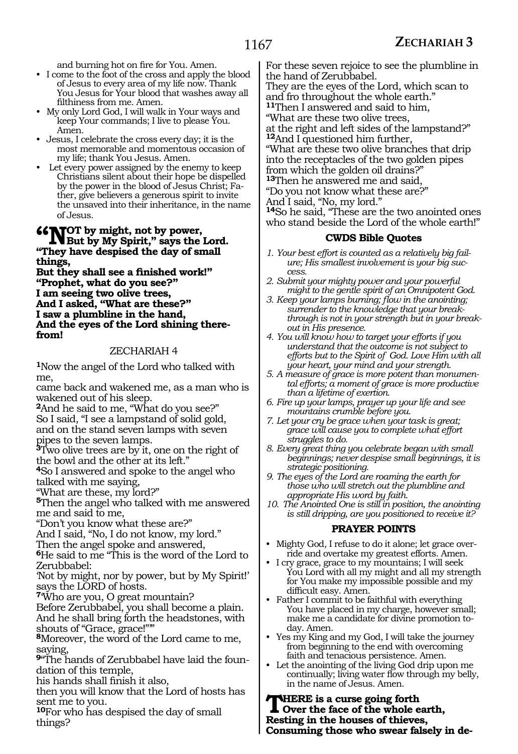and burning hot on fire for You. Amen.

- I come to the foot of the cross and apply the blood of Jesus to every area of my life now. Thank You Jesus for Your blood that washes away all filthiness from me. Amen.
- My only Lord God, I will walk in Your ways and keep Your commands; I live to please You. Amen.
- Jesus, I celebrate the cross every day; it is the most memorable and momentous occasion of my life; thank You Jesus. Amen.
- Let every power assigned by the enemy to keep Christians silent about their hope be dispelled by the power in the blood of Jesus Christ; Father, give believers a generous spirit to invite the unsaved into their inheritance, in the name of Jesus.

**"NOT by might, not by power,**
**But by My Spirit," says the Lord.**
**"They have despised the day of small things,**
**But they shall see a finished work!"**
**"Prophet, what do you see?"**
**I am seeing two olive trees,**
**And I asked, "What are these?"**
**I saw a plumbline in the hand,**
**And the eyes of the Lord shining therefrom!**

## ZECHARIAH 4

**1**Now the angel of the Lord who talked with me,
came back and wakened me, as a man who is wakened out of his sleep.
**2**And he said to me, "What do you see?"
So I said, "I see a lampstand of solid gold,
and on the stand seven lamps with seven pipes to the seven lamps.
**3**Two olive trees are by it, one on the right of the bowl and the other at its left."
**4**So I answered and spoke to the angel who talked with me saying,
"What are these, my lord?"
**5**Then the angel who talked with me answered me and said to me,
"Don't you know what these are?"
And I said, "No, I do not know, my lord."
Then the angel spoke and answered,
**6**He said to me "This is the word of the Lord to Zerubbabel:
'Not by might, nor by power, but by My Spirit!' says the LORD of hosts.
**7**'Who are you, O great mountain?
Before Zerubbabel, you shall become a plain.
And he shall bring forth the headstones, with shouts of "Grace, grace!""'
**8**Moreover, the word of the Lord came to me, saying,
**9**"The hands of Zerubbabel have laid the foundation of this temple,
his hands shall finish it also,
then you will know that the Lord of hosts has sent me to you.
**10**For who has despised the day of small things?
For these seven rejoice to see the plumbline in the hand of Zerubbabel.
They are the eyes of the Lord, which scan to and fro throughout the whole earth."
**11**Then I answered and said to him,
"What are these two olive trees,
at the right and left sides of the lampstand?"
**12**And I questioned him further,
"What are these two olive branches that drip into the receptacles of the two golden pipes from which the golden oil drains?"
**13**Then he answered me and said,
"Do you not know what these are?"
And I said, "No, my lord."
**14**So he said, "These are the two anointed ones who stand beside the Lord of the whole earth!"

### CWDS Bible Quotes

1. *Your best effort is counted as a relatively big failure; His smallest involvement is your big success.*
2. *Submit your mighty power and your powerful might to the gentle spirit of an Omnipotent God.*
3. *Keep your lamps burning; flow in the anointing; surrender to the knowledge that your breakthrough is not in your strength but in your breakout in His presence.*
4. *You will know how to target your efforts if you understand that the outcome is not subject to efforts but to the Spirit of God. Love Him with all your heart, your mind and your strength.*
5. *A measure of grace is more potent than monumental efforts; a moment of grace is more productive than a lifetime of exertion.*
6. *Fire up your lamps, prayer up your life and see mountains crumble before you.*
7. *Let your cry be grace when your task is great; grace will cause you to complete what effort struggles to do.*
8. *Every great thing you celebrate began with small beginnings; never despise small beginnings, it is strategic positioning.*
9. *The eyes of the Lord are roaming the earth for those who will stretch out the plumbline and appropriate His word by faith.*
10. *The Anointed One is still in position, the anointing is still dripping, are you positioned to receive it?*

### PRAYER POINTS

- Mighty God, I refuse to do it alone; let grace override and overtake my greatest efforts. Amen.
- I cry grace, grace to my mountains; I will seek You Lord with all my might and all my strength for You make my impossible possible and my difficult easy. Amen.
- Father I commit to be faithful with everything You have placed in my charge, however small; make me a candidate for divine promotion today. Amen.
- Yes my King and my God, I will take the journey from beginning to the end with overcoming faith and tenacious persistence. Amen.
- Let the anointing of the living God drip upon me continually; living water flow through my belly, in the name of Jesus. Amen.

**THERE is a curse going forth**
**Over the face of the whole earth,**
**Resting in the houses of thieves,**
**Consuming those who swear falsely in de-**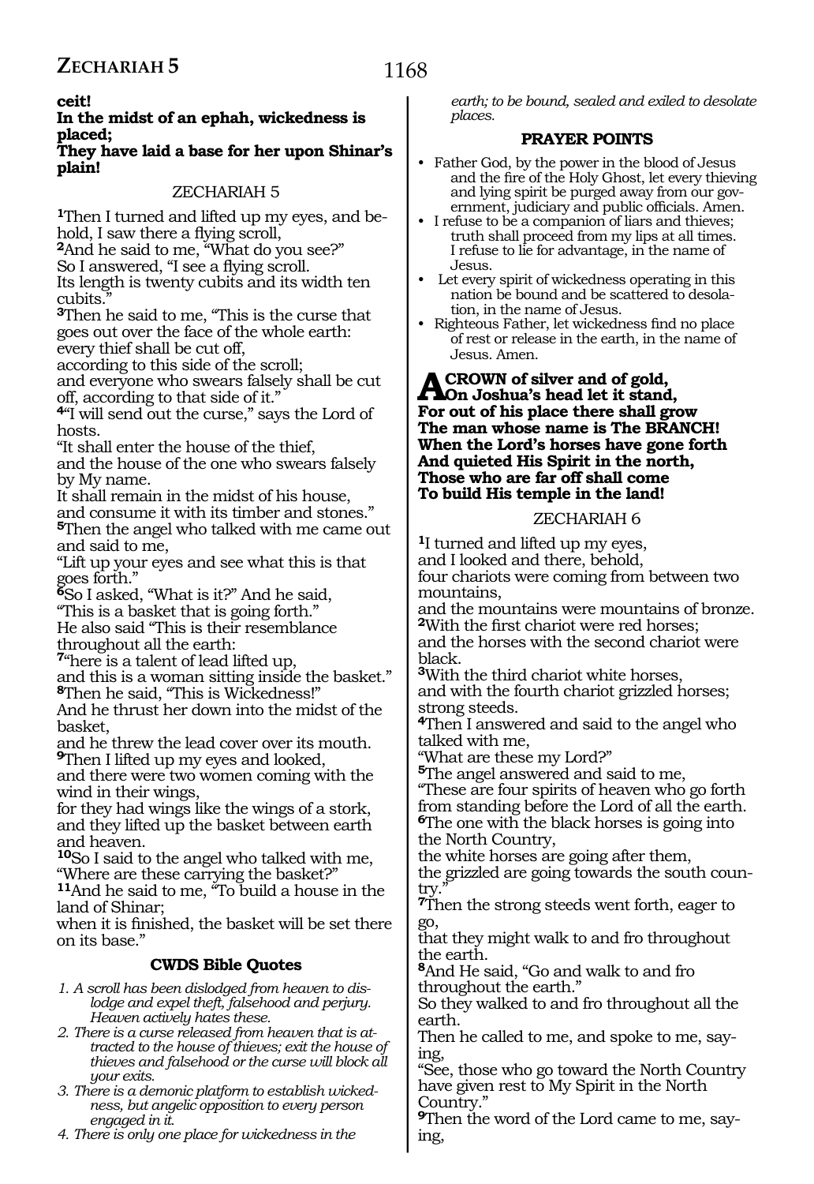**ceit!**
**In the midst of an ephah, wickedness is placed;**
**They have laid a base for her upon Shinar's plain!**

ZECHARIAH 5

**1**Then I turned and lifted up my eyes, and behold, I saw there a flying scroll,
**2**And he said to me, "What do you see?"
So I answered, "I see a flying scroll.
Its length is twenty cubits and its width ten cubits."
**3**Then he said to me, "This is the curse that goes out over the face of the whole earth:
every thief shall be cut off,
according to this side of the scroll;
and everyone who swears falsely shall be cut off, according to that side of it."
**4**"I will send out the curse," says the Lord of hosts.
"It shall enter the house of the thief,
and the house of the one who swears falsely by My name.
It shall remain in the midst of his house,
and consume it with its timber and stones."
**5**Then the angel who talked with me came out and said to me,
"Lift up your eyes and see what this is that goes forth."
**6**So I asked, "What is it?" And he said,
"This is a basket that is going forth."
He also said "This is their resemblance throughout all the earth:
**7**"here is a talent of lead lifted up,
and this is a woman sitting inside the basket."
**8**Then he said, "This is Wickedness!"
And he thrust her down into the midst of the basket,
and he threw the lead cover over its mouth.
**9**Then I lifted up my eyes and looked,
and there were two women coming with the wind in their wings,
for they had wings like the wings of a stork,
and they lifted up the basket between earth and heaven.
**10**So I said to the angel who talked with me,
"Where are these carrying the basket?"
**11**And he said to me, "To build a house in the land of Shinar;
when it is finished, the basket will be set there on its base."

### CWDS Bible Quotes

1. *A scroll has been dislodged from heaven to dislodge and expel theft, falsehood and perjury. Heaven actively hates these.*
2. *There is a curse released from heaven that is attracted to the house of thieves; exit the house of thieves and falsehood or the curse will block all your exits.*
3. *There is a demonic platform to establish wickedness, but angelic opposition to every person engaged in it.*
4. *There is only one place for wickedness in the earth; to be bound, sealed and exiled to desolate places.*

### PRAYER POINTS

- Father God, by the power in the blood of Jesus and the fire of the Holy Ghost, let every thieving and lying spirit be purged away from our government, judiciary and public officials. Amen.
- I refuse to be a companion of liars and thieves; truth shall proceed from my lips at all times. I refuse to lie for advantage, in the name of Jesus.
- Let every spirit of wickedness operating in this nation be bound and be scattered to desolation, in the name of Jesus.
- Righteous Father, let wickedness find no place of rest or release in the earth, in the name of Jesus. Amen.

**A CROWN of silver and of gold,**
**On Joshua's head let it stand,**
**For out of his place there shall grow**
**The man whose name is The BRANCH!**
**When the Lord's horses have gone forth**
**And quieted His Spirit in the north,**
**Those who are far off shall come**
**To build His temple in the land!**

ZECHARIAH 6

**1**I turned and lifted up my eyes,
and I looked and there, behold,
four chariots were coming from between two mountains,
and the mountains were mountains of bronze.
**2**With the first chariot were red horses;
and the horses with the second chariot were black.
**3**With the third chariot white horses,
and with the fourth chariot grizzled horses; strong steeds.
**4**Then I answered and said to the angel who talked with me,
"What are these my Lord?"
**5**The angel answered and said to me,
"These are four spirits of heaven who go forth from standing before the Lord of all the earth.
**6**The one with the black horses is going into the North Country,
the white horses are going after them,
the grizzled are going towards the south country."
**7**Then the strong steeds went forth, eager to go,
that they might walk to and fro throughout the earth.
**8**And He said, "Go and walk to and fro throughout the earth."
So they walked to and fro throughout all the earth.
Then he called to me, and spoke to me, saying,
"See, those who go toward the North Country have given rest to My Spirit in the North Country."
**9**Then the word of the Lord came to me, saying,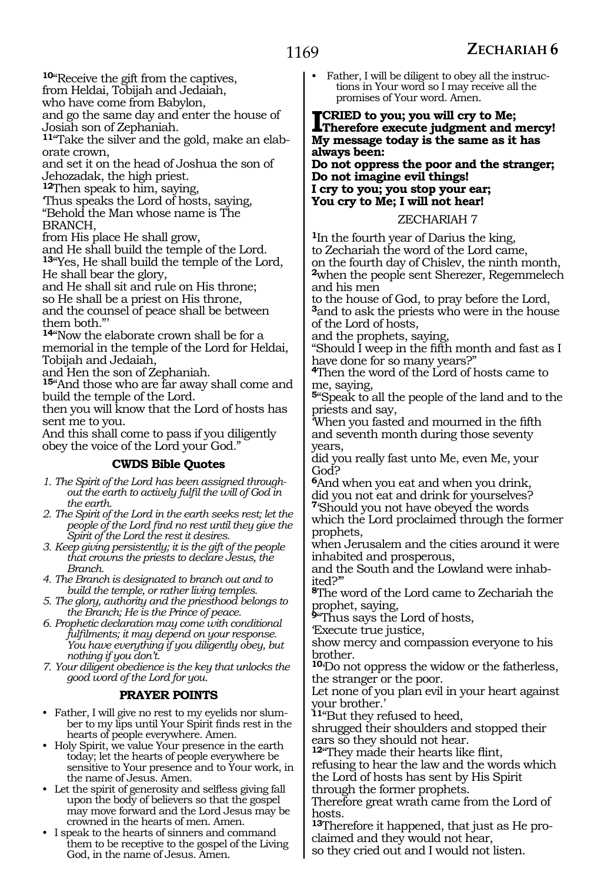[10]"Receive the gift from the captives,
from Heldai, Tobijah and Jedaiah,
who have come from Babylon,
and go the same day and enter the house of Josiah son of Zephaniah.
[11]"Take the silver and the gold, make an elaborate crown,
and set it on the head of Joshua the son of Jehozadak, the high priest.
[12]Then speak to him, saying,
'Thus speaks the Lord of hosts, saying,
"Behold the Man whose name is The BRANCH,
from His place He shall grow,
and He shall build the temple of the Lord.
[13]"Yes, He shall build the temple of the Lord,
He shall bear the glory,
and He shall sit and rule on His throne;
so He shall be a priest on His throne,
and the counsel of peace shall be between them both."'
[14]"Now the elaborate crown shall be for a memorial in the temple of the Lord for Heldai, Tobijah and Jedaiah,
and Hen the son of Zephaniah.
[15]"And those who are far away shall come and build the temple of the Lord.
then you will know that the Lord of hosts has sent me to you.
And this shall come to pass if you diligently obey the voice of the Lord your God."

### CWDS Bible Quotes

1. *The Spirit of the Lord has been assigned throughout the earth to actively fulfil the will of God in the earth.*
2. *The Spirit of the Lord in the earth seeks rest; let the people of the Lord find no rest until they give the Spirit of the Lord the rest it desires.*
3. *Keep giving persistently; it is the gift of the people that crowns the priests to declare Jesus, the Branch.*
4. *The Branch is designated to branch out and to build the temple, or rather living temples.*
5. *The glory, authority and the priesthood belongs to the Branch; He is the Prince of peace.*
6. *Prophetic declaration may come with conditional fulfilments; it may depend on your response. You have everything if you diligently obey, but nothing if you don't.*
7. *Your diligent obedience is the key that unlocks the good word of the Lord for you.*

### PRAYER POINTS

- Father, I will give no rest to my eyelids nor slumber to my lips until Your Spirit finds rest in the hearts of people everywhere. Amen.
- Holy Spirit, we value Your presence in the earth today; let the hearts of people everywhere be sensitive to Your presence and to Your work, in the name of Jesus. Amen.
- Let the spirit of generosity and selfless giving fall upon the body of believers so that the gospel may move forward and the Lord Jesus may be crowned in the hearts of men. Amen.
- I speak to the hearts of sinners and command them to be receptive to the gospel of the Living God, in the name of Jesus. Amen.
- Father, I will be diligent to obey all the instructions in Your word so I may receive all the promises of Your word. Amen.

**I CRIED to you; you will cry to Me;**
**Therefore execute judgment and mercy!**
**My message today is the same as it has always been:**
**Do not oppress the poor and the stranger;**
**Do not imagine evil things!**
**I cry to you; you stop your ear;**
**You cry to Me; I will not hear!**

## ZECHARIAH 7

[1]In the fourth year of Darius the king,
to Zechariah the word of the Lord came,
on the fourth day of Chislev, the ninth month,
[2]when the people sent Sherezer, Regemmelech and his men
to the house of God, to pray before the Lord,
[3]and to ask the priests who were in the house of the Lord of hosts,
and the prophets, saying,
"Should I weep in the fifth month and fast as I have done for so many years?"
[4]Then the word of the Lord of hosts came to me, saying,
[5]"Speak to all the people of the land and to the priests and say,
'When you fasted and mourned in the fifth and seventh month during those seventy years,
did you really fast unto Me, even Me, your God?
[6]And when you eat and when you drink,
did you not eat and drink for yourselves?
[7]'Should you not have obeyed the words which the Lord proclaimed through the former prophets,
when Jerusalem and the cities around it were inhabited and prosperous,
and the South and the Lowland were inhabited?'"
[8]The word of the Lord came to Zechariah the prophet, saying,
[9]"Thus says the Lord of hosts,
'Execute true justice,
show mercy and compassion everyone to his brother.
[10]'Do not oppress the widow or the fatherless,
the stranger or the poor.
Let none of you plan evil in your heart against your brother.'
[11]"But they refused to heed,
shrugged their shoulders and stopped their ears so they should not hear.
[12]"They made their hearts like flint,
refusing to hear the law and the words which the Lord of hosts has sent by His Spirit through the former prophets.
Therefore great wrath came from the Lord of hosts.
[13]Therefore it happened, that just as He proclaimed and they would not hear,
so they cried out and I would not listen.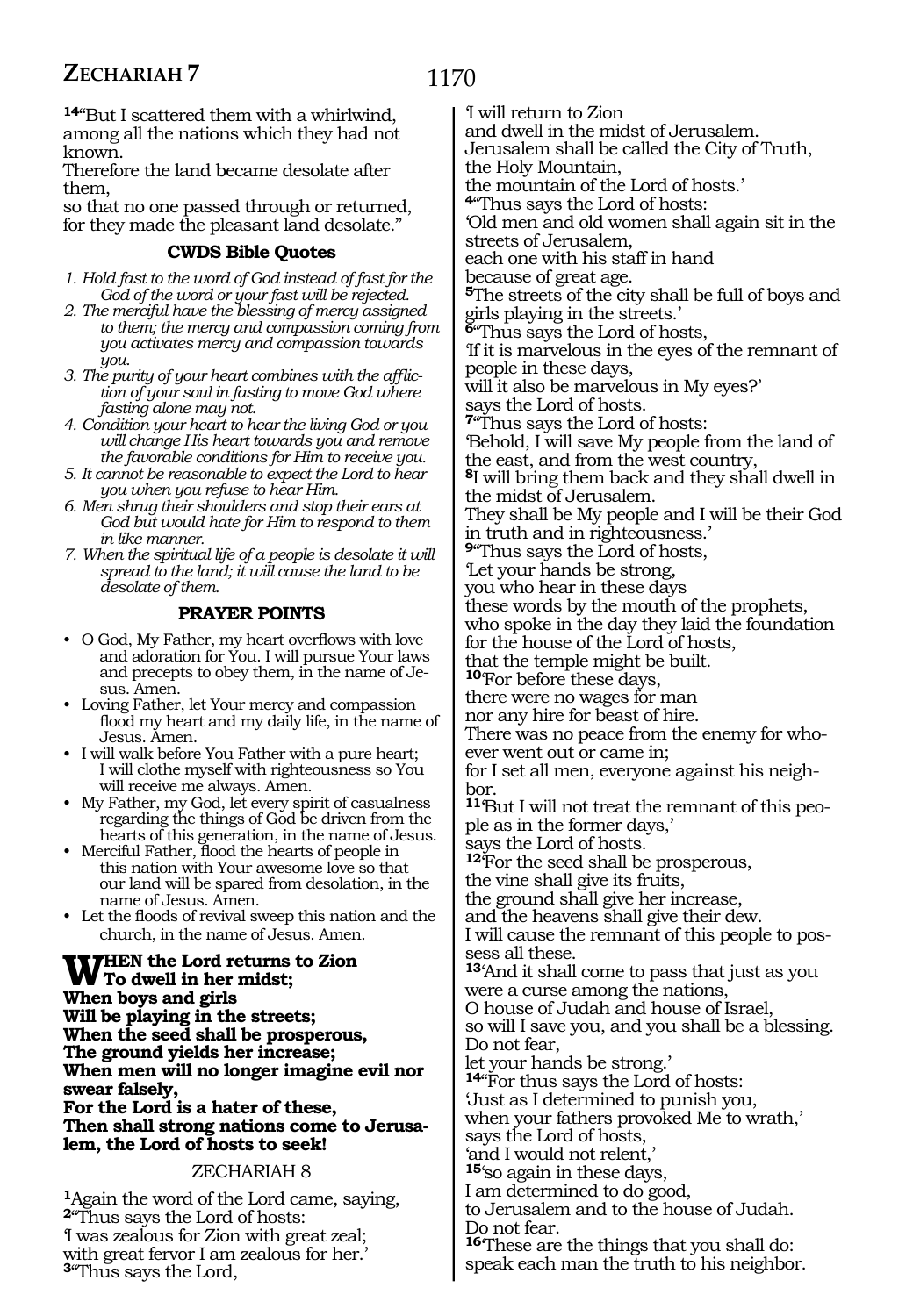[14]"But I scattered them with a whirlwind,
among all the nations which they had not known.
Therefore the land became desolate after them,
so that no one passed through or returned,
for they made the pleasant land desolate."

### CWDS Bible Quotes

1. *Hold fast to the word of God instead of fast for the God of the word or your fast will be rejected.*
2. *The merciful have the blessing of mercy assigned to them; the mercy and compassion coming from you activates mercy and compassion towards you.*
3. *The purity of your heart combines with the affliction of your soul in fasting to move God where fasting alone may not.*
4. *Condition your heart to hear the living God or you will change His heart towards you and remove the favorable conditions for Him to receive you.*
5. *It cannot be reasonable to expect the Lord to hear you when you refuse to hear Him.*
6. *Men shrug their shoulders and stop their ears at God but would hate for Him to respond to them in like manner.*
7. *When the spiritual life of a people is desolate it will spread to the land; it will cause the land to be desolate of them.*

### PRAYER POINTS

- O God, My Father, my heart overflows with love and adoration for You. I will pursue Your laws and precepts to obey them, in the name of Jesus. Amen.
- Loving Father, let Your mercy and compassion flood my heart and my daily life, in the name of Jesus. Amen.
- I will walk before You Father with a pure heart; I will clothe myself with righteousness so You will receive me always. Amen.
- My Father, my God, let every spirit of casualness regarding the things of God be driven from the hearts of this generation, in the name of Jesus.
- Merciful Father, flood the hearts of people in this nation with Your awesome love so that our land will be spared from desolation, in the name of Jesus. Amen.
- Let the floods of revival sweep this nation and the church, in the name of Jesus. Amen.

**WHEN the Lord returns to Zion**
**To dwell in her midst;**
**When boys and girls**
**Will be playing in the streets;**
**When the seed shall be prosperous,**
**The ground yields her increase;**
**When men will no longer imagine evil nor swear falsely,**
**For the Lord is a hater of these,**
**Then shall strong nations come to Jerusalem, the Lord of hosts to seek!**

## ZECHARIAH 8

[1]Again the word of the Lord came, saying,
[2]"Thus says the Lord of hosts:
'I was zealous for Zion with great zeal;
with great fervor I am zealous for her.'
[3]"Thus says the Lord,
'I will return to Zion
and dwell in the midst of Jerusalem.
Jerusalem shall be called the City of Truth,
the Holy Mountain,
the mountain of the Lord of hosts.'
[4]"Thus says the Lord of hosts:
'Old men and old women shall again sit in the streets of Jerusalem,
each one with his staff in hand
because of great age.
[5]The streets of the city shall be full of boys and girls playing in the streets.'
[6]"Thus says the Lord of hosts,
'If it is marvelous in the eyes of the remnant of people in these days,
will it also be marvelous in My eyes?'
says the Lord of hosts.
[7]"Thus says the Lord of hosts:
'Behold, I will save My people from the land of the east, and from the west country,
[8]I will bring them back and they shall dwell in the midst of Jerusalem.
They shall be My people and I will be their God
in truth and in righteousness.'
[9]"Thus says the Lord of hosts,
'Let your hands be strong,
you who hear in these days
these words by the mouth of the prophets,
who spoke in the day they laid the foundation
for the house of the Lord of hosts,
that the temple might be built.
[10]For before these days,
there were no wages for man
nor any hire for beast of hire.
There was no peace from the enemy for whoever went out or came in;
for I set all men, everyone against his neighbor.
[11]But I will not treat the remnant of this people as in the former days,'
says the Lord of hosts.
[12]'For the seed shall be prosperous,
the vine shall give its fruits,
the ground shall give her increase,
and the heavens shall give their dew.
I will cause the remnant of this people to possess all these.
[13]'And it shall come to pass that just as you were a curse among the nations,
O house of Judah and house of Israel,
so will I save you, and you shall be a blessing.
Do not fear,
let your hands be strong.'
[14]"For thus says the Lord of hosts:
'Just as I determined to punish you,
when your fathers provoked Me to wrath,'
says the Lord of hosts,
'and I would not relent,'
[15]'so again in these days,
I am determined to do good,
to Jerusalem and to the house of Judah.
Do not fear.
[16]'These are the things that you shall do:
speak each man the truth to his neighbor.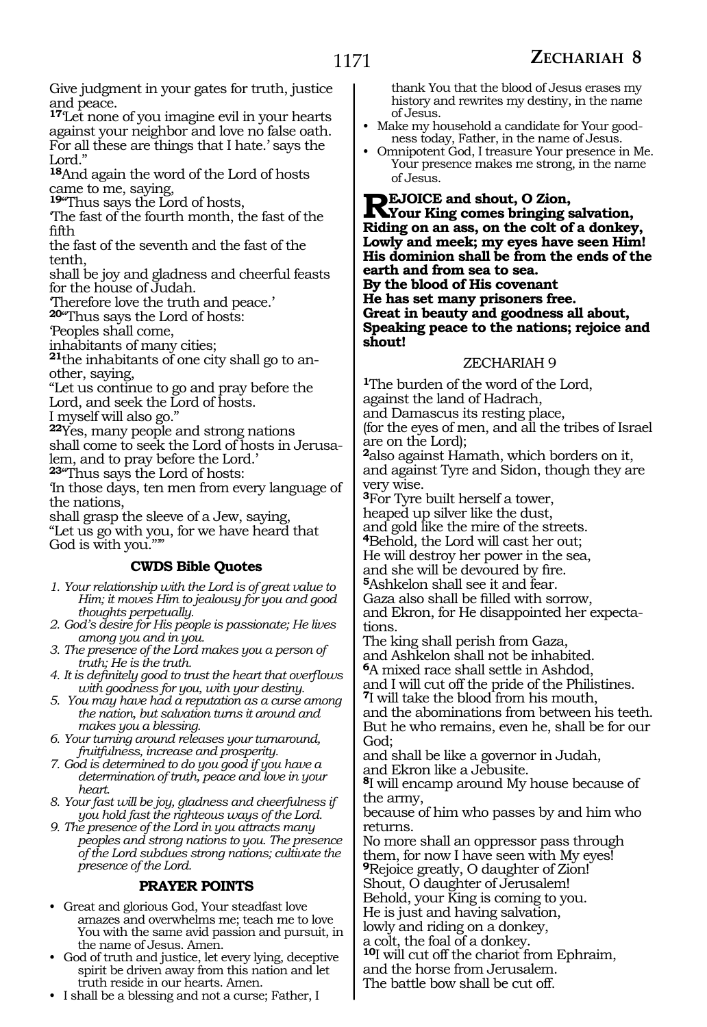Give judgment in your gates for truth, justice and peace.

[17]'Let none of you imagine evil in your hearts against your neighbor and love no false oath. For all these are things that I hate.' says the Lord."

[18]And again the word of the Lord of hosts came to me, saying,

[19]"Thus says the Lord of hosts,
'The fast of the fourth month, the fast of the fifth
the fast of the seventh and the fast of the tenth,
shall be joy and gladness and cheerful feasts for the house of Judah.
'Therefore love the truth and peace.'

[20]"Thus says the Lord of hosts:
'Peoples shall come,
inhabitants of many cities;
[21]the inhabitants of one city shall go to another, saying,
"Let us continue to go and pray before the Lord, and seek the Lord of hosts.
I myself will also go."
[22]Yes, many people and strong nations
shall come to seek the Lord of hosts in Jerusalem, and to pray before the Lord.'

[23]"Thus says the Lord of hosts:
'In those days, ten men from every language of the nations,
shall grasp the sleeve of a Jew, saying,
"Let us go with you, for we have heard that God is with you."'"

### CWDS Bible Quotes

1. *Your relationship with the Lord is of great value to Him; it moves Him to jealousy for you and good thoughts perpetually.*
2. *God's desire for His people is passionate; He lives among you and in you.*
3. *The presence of the Lord makes you a person of truth; He is the truth.*
4. *It is definitely good to trust the heart that overflows with goodness for you, with your destiny.*
5. *You may have had a reputation as a curse among the nation, but salvation turns it around and makes you a blessing.*
6. *Your turning around releases your turnaround, fruitfulness, increase and prosperity.*
7. *God is determined to do you good if you have a determination of truth, peace and love in your heart.*
8. *Your fast will be joy, gladness and cheerfulness if you hold fast the righteous ways of the Lord.*
9. *The presence of the Lord in you attracts many peoples and strong nations to you. The presence of the Lord subdues strong nations; cultivate the presence of the Lord.*

### PRAYER POINTS

- Great and glorious God, Your steadfast love amazes and overwhelms me; teach me to love You with the same avid passion and pursuit, in the name of Jesus. Amen.
- God of truth and justice, let every lying, deceptive spirit be driven away from this nation and let truth reside in our hearts. Amen.
- I shall be a blessing and not a curse; Father, I thank You that the blood of Jesus erases my history and rewrites my destiny, in the name of Jesus.
- Make my household a candidate for Your goodness today, Father, in the name of Jesus.
- Omnipotent God, I treasure Your presence in Me. Your presence makes me strong, in the name of Jesus.

**REJOICE and shout, O Zion,**
**Your King comes bringing salvation,**
**Riding on an ass, on the colt of a donkey,**
**Lowly and meek; my eyes have seen Him!**
**His dominion shall be from the ends of the earth and from sea to sea.**
**By the blood of His covenant**
**He has set many prisoners free.**
**Great in beauty and goodness all about,**
**Speaking peace to the nations; rejoice and shout!**

## ZECHARIAH 9

[1]The burden of the word of the Lord,
against the land of Hadrach,
and Damascus its resting place,
(for the eyes of men, and all the tribes of Israel are on the Lord);
[2]also against Hamath, which borders on it,
and against Tyre and Sidon, though they are very wise.
[3]For Tyre built herself a tower,
heaped up silver like the dust,
and gold like the mire of the streets.
[4]Behold, the Lord will cast her out;
He will destroy her power in the sea,
and she will be devoured by fire.
[5]Ashkelon shall see it and fear.
Gaza also shall be filled with sorrow,
and Ekron, for He disappointed her expectations.
The king shall perish from Gaza,
and Ashkelon shall not be inhabited.
[6]A mixed race shall settle in Ashdod,
and I will cut off the pride of the Philistines.
[7]I will take the blood from his mouth,
and the abominations from between his teeth.
But he who remains, even he, shall be for our God;
and shall be like a governor in Judah,
and Ekron like a Jebusite.
[8]I will encamp around My house because of the army,
because of him who passes by and him who returns.
No more shall an oppressor pass through them, for now I have seen with My eyes!
[9]Rejoice greatly, O daughter of Zion!
Shout, O daughter of Jerusalem!
Behold, your King is coming to you.
He is just and having salvation,
lowly and riding on a donkey,
a colt, the foal of a donkey.
[10]I will cut off the chariot from Ephraim,
and the horse from Jerusalem.
The battle bow shall be cut off.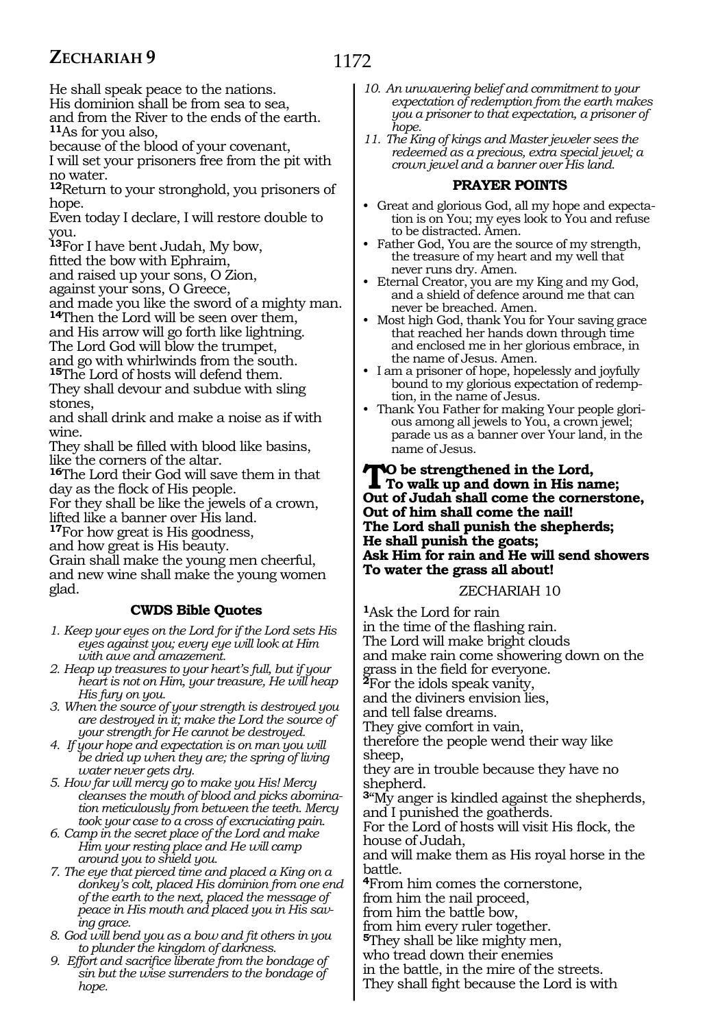He shall speak peace to the nations.
His dominion shall be from sea to sea,
and from the River to the ends of the earth.
**11**As for you also,
because of the blood of your covenant,
I will set your prisoners free from the pit with no water.
**12**Return to your stronghold, you prisoners of hope.
Even today I declare, I will restore double to you.
**13**For I have bent Judah, My bow,
fitted the bow with Ephraim,
and raised up your sons, O Zion,
against your sons, O Greece,
and made you like the sword of a mighty man.
**14**Then the Lord will be seen over them,
and His arrow will go forth like lightning.
The Lord God will blow the trumpet,
and go with whirlwinds from the south.
**15**The Lord of hosts will defend them.
They shall devour and subdue with sling stones,
and shall drink and make a noise as if with wine.
They shall be filled with blood like basins,
like the corners of the altar.
**16**The Lord their God will save them in that day as the flock of His people.
For they shall be like the jewels of a crown,
lifted like a banner over His land.
**17**For how great is His goodness,
and how great is His beauty.
Grain shall make the young men cheerful,
and new wine shall make the young women glad.

### CWDS Bible Quotes

*1. Keep your eyes on the Lord for if the Lord sets His eyes against you; every eye will look at Him with awe and amazement.*

*2. Heap up treasures to your heart's full, but if your heart is not on Him, your treasure, He will heap His fury on you.*

*3. When the source of your strength is destroyed you are destroyed in it; make the Lord the source of your strength for He cannot be destroyed.*

*4. If your hope and expectation is on man you will be dried up when they are; the spring of living water never gets dry.*

*5. How far will mercy go to make you His! Mercy cleanses the mouth of blood and picks abomination meticulously from between the teeth. Mercy took your case to a cross of excruciating pain.*

*6. Camp in the secret place of the Lord and make Him your resting place and He will camp around you to shield you.*

*7. The eye that pierced time and placed a King on a donkey's colt, placed His dominion from one end of the earth to the next, placed the message of peace in His mouth and placed you in His saving grace.*

*8. God will bend you as a bow and fit others in you to plunder the kingdom of darkness.*

*9. Effort and sacrifice liberate from the bondage of sin but the wise surrenders to the bondage of hope.*

*10. An unwavering belief and commitment to your expectation of redemption from the earth makes you a prisoner to that expectation, a prisoner of hope.*

*11. The King of kings and Master jeweler sees the redeemed as a precious, extra special jewel; a crown jewel and a banner over His land.*

### PRAYER POINTS

- Great and glorious God, all my hope and expectation is on You; my eyes look to You and refuse to be distracted. Amen.
- Father God, You are the source of my strength, the treasure of my heart and my well that never runs dry. Amen.
- Eternal Creator, you are my King and my God, and a shield of defence around me that can never be breached. Amen.
- Most high God, thank You for Your saving grace that reached her hands down through time and enclosed me in her glorious embrace, in the name of Jesus. Amen.
- I am a prisoner of hope, hopelessly and joyfully bound to my glorious expectation of redemption, in the name of Jesus.
- Thank You Father for making Your people glorious among all jewels to You, a crown jewel; parade us as a banner over Your land, in the name of Jesus.

**To be strengthened in the Lord,**
**To walk up and down in His name;**
**Out of Judah shall come the cornerstone,**
**Out of him shall come the nail!**
**The Lord shall punish the shepherds;**
**He shall punish the goats;**
**Ask Him for rain and He will send showers**
**To water the grass all about!**

## ZECHARIAH 10

**1**Ask the Lord for rain
in the time of the flashing rain.
The Lord will make bright clouds
and make rain come showering down on the grass in the field for everyone.
**2**For the idols speak vanity,
and the diviners envision lies,
and tell false dreams.
They give comfort in vain,
therefore the people wend their way like sheep,
they are in trouble because they have no shepherd.
**3**"My anger is kindled against the shepherds,
and I punished the goatherds.
For the Lord of hosts will visit His flock, the house of Judah,
and will make them as His royal horse in the battle.
**4**From him comes the cornerstone,
from him the nail proceed,
from him the battle bow,
from him every ruler together.
**5**They shall be like mighty men,
who tread down their enemies
in the battle, in the mire of the streets.
They shall fight because the Lord is with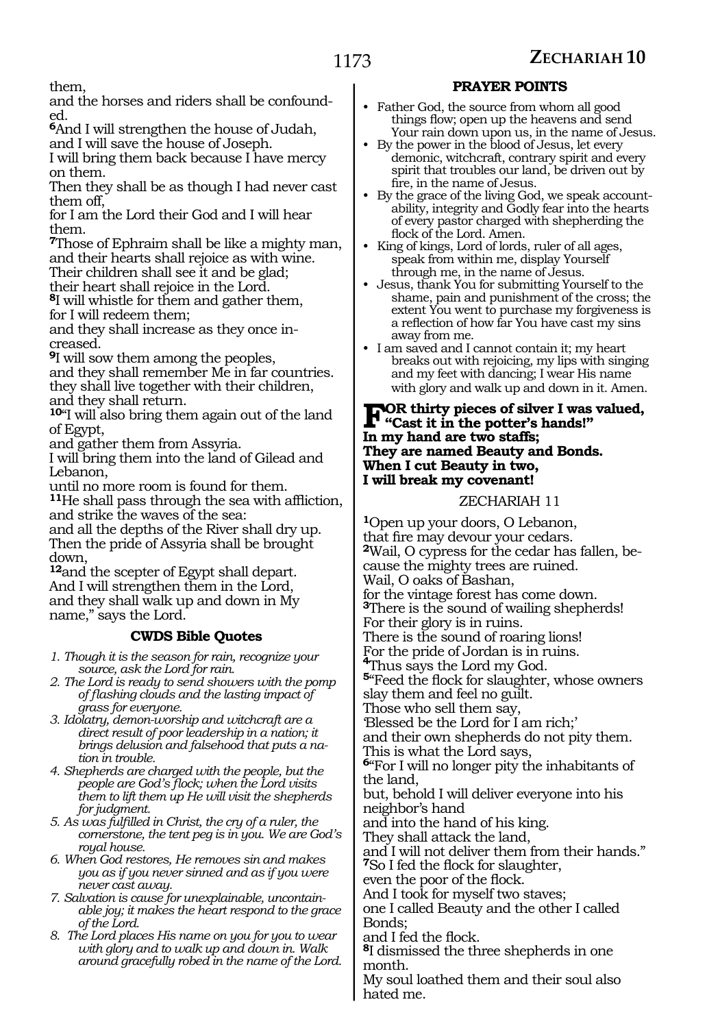them,
and the horses and riders shall be confounded.
**6**And I will strengthen the house of Judah,
and I will save the house of Joseph.
I will bring them back because I have mercy on them.
Then they shall be as though I had never cast them off,
for I am the Lord their God and I will hear them.
**7**Those of Ephraim shall be like a mighty man,
and their hearts shall rejoice as with wine.
Their children shall see it and be glad;
their heart shall rejoice in the Lord.
**8**I will whistle for them and gather them,
for I will redeem them;
and they shall increase as they once increased.
**9**I will sow them among the peoples,
and they shall remember Me in far countries.
they shall live together with their children,
and they shall return.
**10**"I will also bring them again out of the land of Egypt,
and gather them from Assyria.
I will bring them into the land of Gilead and Lebanon,
until no more room is found for them.
**11**He shall pass through the sea with affliction,
and strike the waves of the sea:
and all the depths of the River shall dry up.
Then the pride of Assyria shall be brought down,
**12**and the scepter of Egypt shall depart.
And I will strengthen them in the Lord,
and they shall walk up and down in My name," says the Lord.

### CWDS Bible Quotes

1. *Though it is the season for rain, recognize your source, ask the Lord for rain.*
2. *The Lord is ready to send showers with the pomp of flashing clouds and the lasting impact of grass for everyone.*
3. *Idolatry, demon-worship and witchcraft are a direct result of poor leadership in a nation; it brings delusion and falsehood that puts a nation in trouble.*
4. *Shepherds are charged with the people, but the people are God's flock; when the Lord visits them to lift them up He will visit the shepherds for judgment.*
5. *As was fulfilled in Christ, the cry of a ruler, the cornerstone, the tent peg is in you. We are God's royal house.*
6. *When God restores, He removes sin and makes you as if you never sinned and as if you were never cast away.*
7. *Salvation is cause for unexplainable, uncontainable joy; it makes the heart respond to the grace of the Lord.*
8. *The Lord places His name on you for you to wear with glory and to walk up and down in. Walk around gracefully robed in the name of the Lord.*

### PRAYER POINTS

- Father God, the source from whom all good things flow; open up the heavens and send Your rain down upon us, in the name of Jesus.
- By the power in the blood of Jesus, let every demonic, witchcraft, contrary spirit and every spirit that troubles our land, be driven out by fire, in the name of Jesus.
- By the grace of the living God, we speak accountability, integrity and Godly fear into the hearts of every pastor charged with shepherding the flock of the Lord. Amen.
- King of kings, Lord of lords, ruler of all ages, speak from within me, display Yourself through me, in the name of Jesus.
- Jesus, thank You for submitting Yourself to the shame, pain and punishment of the cross; the extent You went to purchase my forgiveness is a reflection of how far You have cast my sins away from me.
- I am saved and I cannot contain it; my heart breaks out with rejoicing, my lips with singing and my feet with dancing; I wear His name with glory and walk up and down in it. Amen.

**FOR thirty pieces of silver I was valued,**
**"Cast it in the potter's hands!"**
**In my hand are two staffs;**
**They are named Beauty and Bonds.**
**When I cut Beauty in two,**
**I will break my covenant!**

## ZECHARIAH 11

**1**Open up your doors, O Lebanon,
that fire may devour your cedars.
**2**Wail, O cypress for the cedar has fallen, because the mighty trees are ruined.
Wail, O oaks of Bashan,
for the vintage forest has come down.
**3**There is the sound of wailing shepherds!
For their glory is in ruins.
There is the sound of roaring lions!
For the pride of Jordan is in ruins.
**4**Thus says the Lord my God.
**5**"Feed the flock for slaughter, whose owners slay them and feel no guilt.
Those who sell them say,
'Blessed be the Lord for I am rich;'
and their own shepherds do not pity them.
This is what the Lord says,
**6**"For I will no longer pity the inhabitants of the land,
but, behold I will deliver everyone into his neighbor's hand
and into the hand of his king.
They shall attack the land,
and I will not deliver them from their hands."
**7**So I fed the flock for slaughter,
even the poor of the flock.
And I took for myself two staves;
one I called Beauty and the other I called Bonds;
and I fed the flock.
**8**I dismissed the three shepherds in one month.
My soul loathed them and their soul also hated me.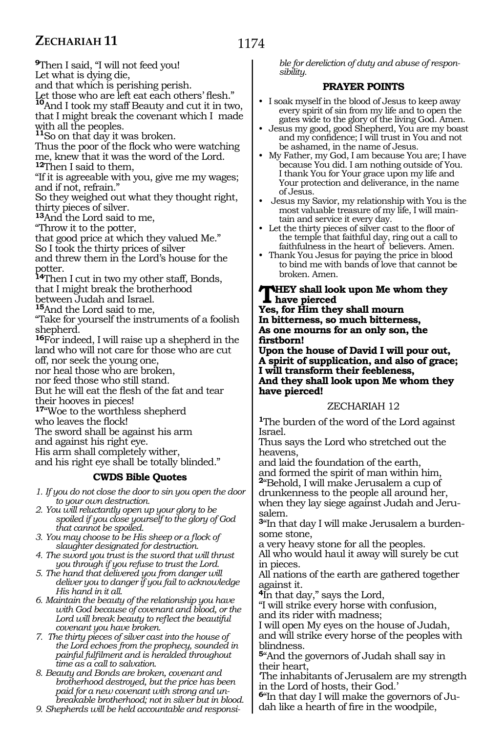[9]Then I said, "I will not feed you!
Let what is dying die,
and that which is perishing perish.
Let those who are left eat each others' flesh."
[10]And I took my staff Beauty and cut it in two, that I might break the covenant which I made with all the peoples.
[11]So on that day it was broken.
Thus the poor of the flock who were watching me, knew that it was the word of the Lord.
[12]Then I said to them,
"If it is agreeable with you, give me my wages; and if not, refrain."
So they weighed out what they thought right, thirty pieces of silver.
[13]And the Lord said to me,
"Throw it to the potter,
that good price at which they valued Me."
So I took the thirty prices of silver
and threw them in the Lord's house for the potter.
[14]Then I cut in two my other staff, Bonds,
that I might break the brotherhood
between Judah and Israel.
[15]And the Lord said to me,
"Take for yourself the instruments of a foolish shepherd.
[16]For indeed, I will raise up a shepherd in the land who will not care for those who are cut off, nor seek the young one,
nor heal those who are broken,
nor feed those who still stand.
But he will eat the flesh of the fat and tear their hooves in pieces!
[17]"Woe to the worthless shepherd
who leaves the flock!
The sword shall be against his arm
and against his right eye.
His arm shall completely wither,
and his right eye shall be totally blinded."

### CWDS Bible Quotes

1. *If you do not close the door to sin you open the door to your own destruction.*
2. *You will reluctantly open up your glory to be spoiled if you close yourself to the glory of God that cannot be spoiled.*
3. *You may choose to be His sheep or a flock of slaughter designated for destruction.*
4. *The sword you trust is the sword that will thrust you through if you refuse to trust the Lord.*
5. *The hand that delivered you from danger will deliver you to danger if you fail to acknowledge His hand in it all.*
6. *Maintain the beauty of the relationship you have with God because of covenant and blood, or the Lord will break beauty to reflect the beautiful covenant you have broken.*
7. *The thirty pieces of silver cast into the house of the Lord echoes from the prophecy, sounded in painful fulfilment and is heralded throughout time as a call to salvation.*
8. *Beauty and Bonds are broken, covenant and brotherhood destroyed, but the price has been paid for a new covenant with strong and unbreakable brotherhood; not in silver but in blood.*
9. *Shepherds will be held accountable and responsible for dereliction of duty and abuse of responsibility.*

### PRAYER POINTS

- I soak myself in the blood of Jesus to keep away every spirit of sin from my life and to open the gates wide to the glory of the living God. Amen.
- Jesus my good, good Shepherd, You are my boast and my confidence; I will trust in You and not be ashamed, in the name of Jesus.
- My Father, my God, I am because You are; I have because You did. I am nothing outside of You. I thank You for Your grace upon my life and Your protection and deliverance, in the name of Jesus.
- Jesus my Savior, my relationship with You is the most valuable treasure of my life, I will maintain and service it every day.
- Let the thirty pieces of silver cast to the floor of the temple that faithful day, ring out a call to faithfulness in the heart of believers. Amen.
- Thank You Jesus for paying the price in blood to bind me with bands of love that cannot be broken. Amen.

**THEY shall look upon Me whom they have pierced**
**Yes, for Him they shall mourn**
**In bitterness, so much bitterness,**
**As one mourns for an only son, the firstborn!**
**Upon the house of David I will pour out,**
**A spirit of supplication, and also of grace;**
**I will transform their feebleness,**
**And they shall look upon Me whom they have pierced!**

## ZECHARIAH 12

[1]The burden of the word of the Lord against Israel.
Thus says the Lord who stretched out the heavens,
and laid the foundation of the earth,
and formed the spirit of man within him,
[2]"Behold, I will make Jerusalem a cup of drunkenness to the people all around her, when they lay siege against Judah and Jerusalem.
[3]"In that day I will make Jerusalem a burdensome stone,
a very heavy stone for all the peoples.
All who would haul it away will surely be cut in pieces.
All nations of the earth are gathered together against it.
[4]In that day," says the Lord,
"I will strike every horse with confusion,
and its rider with madness;
I will open My eyes on the house of Judah,
and will strike every horse of the peoples with blindness.
[5]"And the governors of Judah shall say in their heart,
'The inhabitants of Jerusalem are my strength in the Lord of hosts, their God.'
[6]"In that day I will make the governors of Judah like a hearth of fire in the woodpile,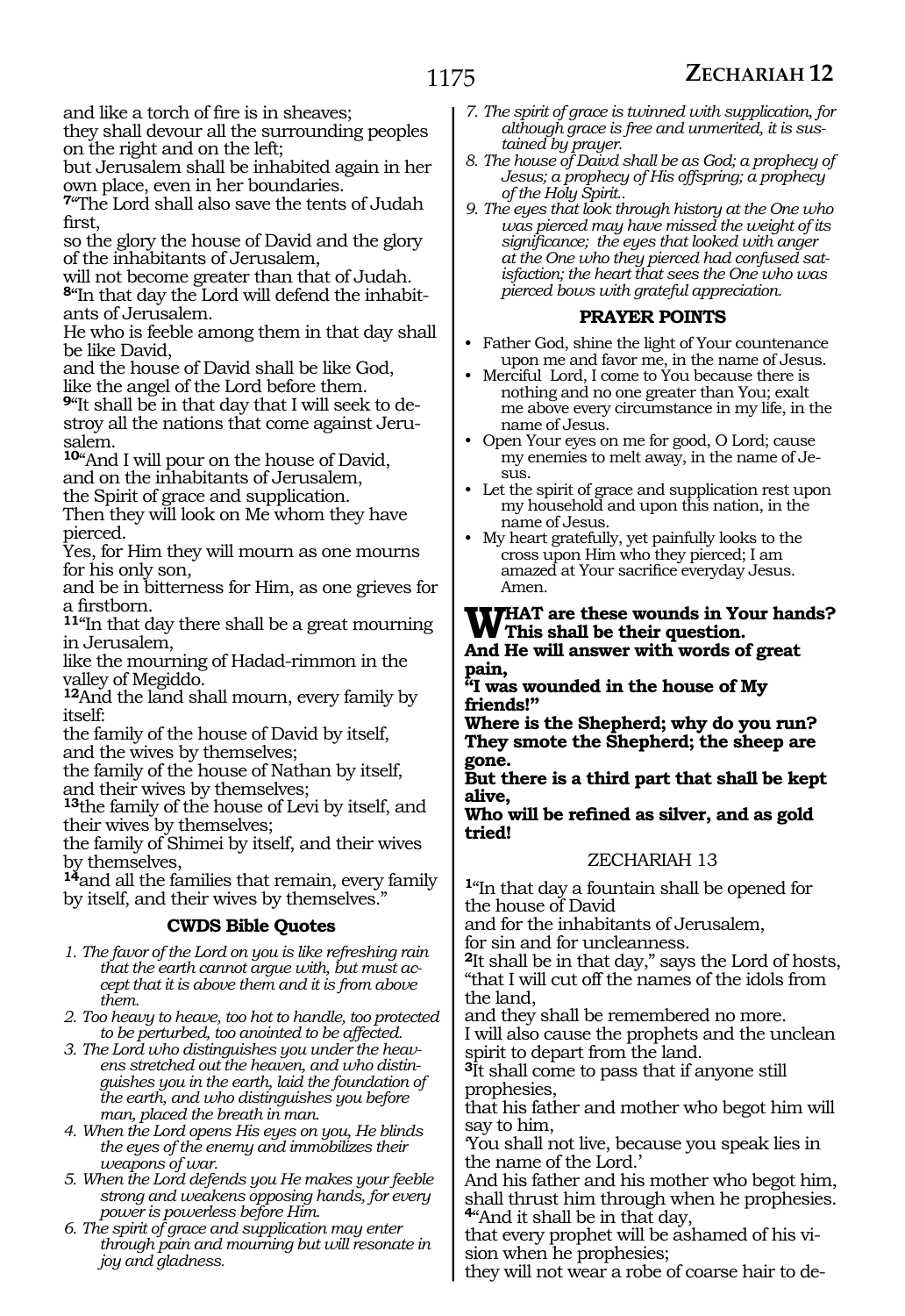and like a torch of fire is in sheaves;
they shall devour all the surrounding peoples on the right and on the left;
but Jerusalem shall be inhabited again in her own place, even in her boundaries.
[7]"The Lord shall also save the tents of Judah first,
so the glory the house of David and the glory of the inhabitants of Jerusalem,
will not become greater than that of Judah.
[8]"In that day the Lord will defend the inhabitants of Jerusalem.
He who is feeble among them in that day shall be like David,
and the house of David shall be like God,
like the angel of the Lord before them.
[9]"It shall be in that day that I will seek to destroy all the nations that come against Jerusalem.
[10]"And I will pour on the house of David,
and on the inhabitants of Jerusalem,
the Spirit of grace and supplication.
Then they will look on Me whom they have pierced.
Yes, for Him they will mourn as one mourns for his only son,
and be in bitterness for Him, as one grieves for a firstborn.
[11]"In that day there shall be a great mourning in Jerusalem,
like the mourning of Hadad-rimmon in the valley of Megiddo.
[12]And the land shall mourn, every family by itself:
the family of the house of David by itself,
and the wives by themselves;
the family of the house of Nathan by itself,
and their wives by themselves;
[13]the family of the house of Levi by itself, and their wives by themselves;
the family of Shimei by itself, and their wives by themselves,
[14]and all the families that remain, every family by itself, and their wives by themselves."

### CWDS Bible Quotes

1. *The favor of the Lord on you is like refreshing rain that the earth cannot argue with, but must accept that it is above them and it is from above them.*
2. *Too heavy to heave, too hot to handle, too protected to be perturbed, too anointed to be affected.*
3. *The Lord who distinguishes you under the heavens stretched out the heaven, and who distinguishes you in the earth, laid the foundation of the earth, and who distinguishes you before man, placed the breath in man.*
4. *When the Lord opens His eyes on you, He blinds the eyes of the enemy and immobilizes their weapons of war.*
5. *When the Lord defends you He makes your feeble strong and weakens opposing hands, for every power is powerless before Him.*
6. *The spirit of grace and supplication may enter through pain and mourning but will resonate in joy and gladness.*
7. *The spirit of grace is twinned with supplication, for although grace is free and unmerited, it is sustained by prayer.*
8. *The house of Daivd shall be as God; a prophecy of Jesus; a prophecy of His offspring; a prophecy of the Holy Spirit..*
9. *The eyes that look through history at the One who was pierced may have missed the weight of its significance; the eyes that looked with anger at the One who they pierced had confused satisfaction; the heart that sees the One who was pierced bows with grateful appreciation.*

### PRAYER POINTS

- Father God, shine the light of Your countenance upon me and favor me, in the name of Jesus.
- Merciful Lord, I come to You because there is nothing and no one greater than You; exalt me above every circumstance in my life, in the name of Jesus.
- Open Your eyes on me for good, O Lord; cause my enemies to melt away, in the name of Jesus.
- Let the spirit of grace and supplication rest upon my household and upon this nation, in the name of Jesus.
- My heart gratefully, yet painfully looks to the cross upon Him who they pierced; I am amazed at Your sacrifice everyday Jesus. Amen.

**WHAT are these wounds in Your hands? This shall be their question.**
**And He will answer with words of great pain,**
**"I was wounded in the house of My friends!"**
**Where is the Shepherd; why do you run? They smote the Shepherd; the sheep are gone.**
**But there is a third part that shall be kept alive,**
**Who will be refined as silver, and as gold tried!**

## ZECHARIAH 13

[1]"In that day a fountain shall be opened for the house of David
and for the inhabitants of Jerusalem,
for sin and for uncleanness.
[2]It shall be in that day," says the Lord of hosts, "that I will cut off the names of the idols from the land,
and they shall be remembered no more.
I will also cause the prophets and the unclean spirit to depart from the land.
[3]It shall come to pass that if anyone still prophesies,
that his father and mother who begot him will say to him,
'You shall not live, because you speak lies in the name of the Lord.'
And his father and his mother who begot him, shall thrust him through when he prophesies.
[4]"And it shall be in that day,
that every prophet will be ashamed of his vision when he prophesies;
they will not wear a robe of coarse hair to de-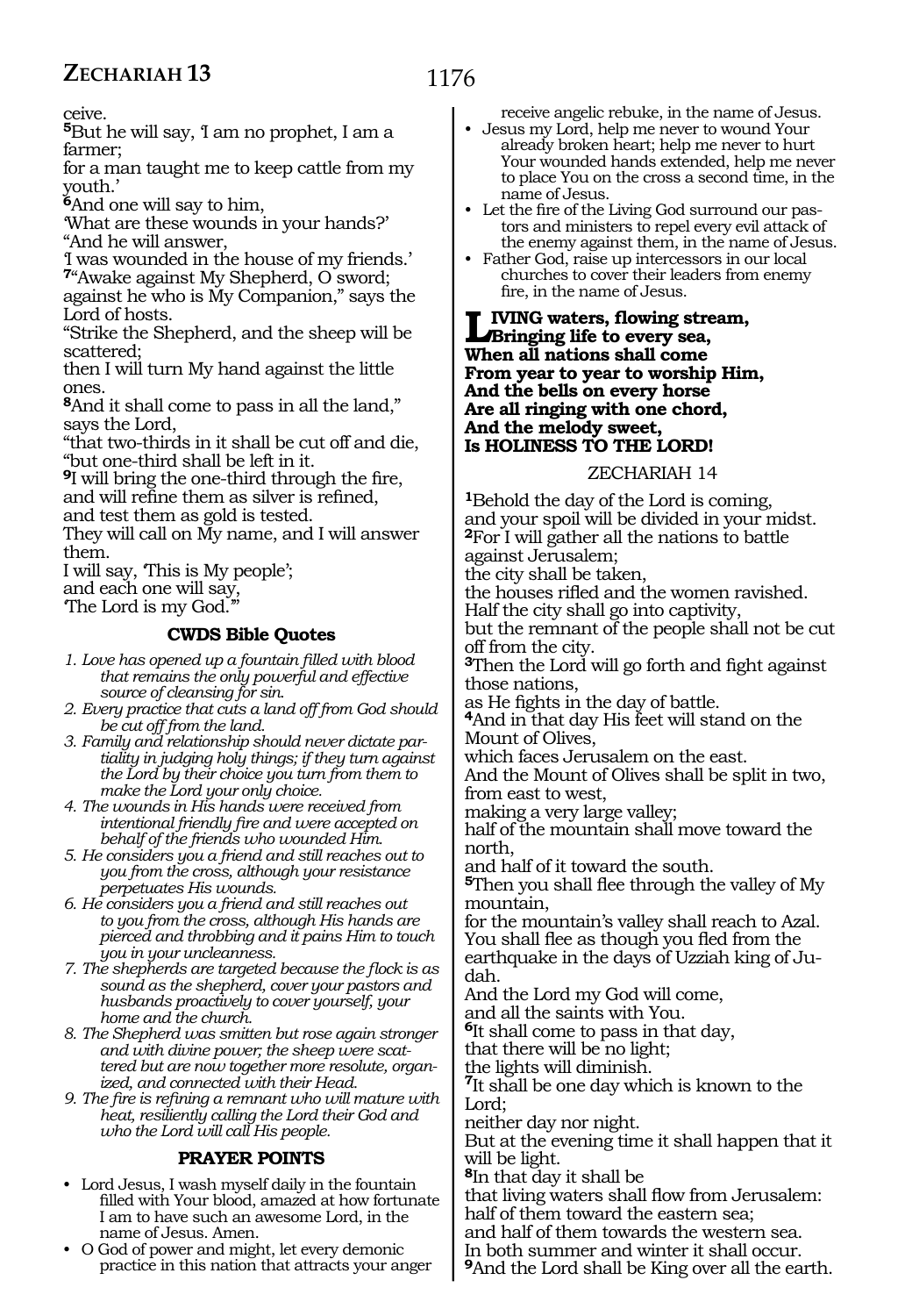ceive.

**5**But he will say, 'I am no prophet, I am a farmer;
for a man taught me to keep cattle from my youth.'

**6**And one will say to him,
'What are these wounds in your hands?'
"And he will answer,
'I was wounded in the house of my friends.'

**7**"Awake against My Shepherd, O sword;
against he who is My Companion," says the Lord of hosts.
"Strike the Shepherd, and the sheep will be scattered;
then I will turn My hand against the little ones.

**8**And it shall come to pass in all the land," says the Lord,
"that two-thirds in it shall be cut off and die,
"but one-third shall be left in it.

**9**I will bring the one-third through the fire,
and will refine them as silver is refined,
and test them as gold is tested.
They will call on My name, and I will answer them.
I will say, 'This is My people';
and each one will say,
'The Lord is my God.'"

### CWDS Bible Quotes

1. *Love has opened up a fountain filled with blood that remains the only powerful and effective source of cleansing for sin.*
2. *Every practice that cuts a land off from God should be cut off from the land.*
3. *Family and relationship should never dictate partiality in judging holy things; if they turn against the Lord by their choice you turn from them to make the Lord your only choice.*
4. *The wounds in His hands were received from intentional friendly fire and were accepted on behalf of the friends who wounded Him.*
5. *He considers you a friend and still reaches out to you from the cross, although your resistance perpetuates His wounds.*
6. *He considers you a friend and still reaches out to you from the cross, although His hands are pierced and throbbing and it pains Him to touch you in your uncleanness.*
7. *The shepherds are targeted because the flock is as sound as the shepherd, cover your pastors and husbands proactively to cover yourself, your home and the church.*
8. *The Shepherd was smitten but rose again stronger and with divine power; the sheep were scattered but are now together more resolute, organized, and connected with their Head.*
9. *The fire is refining a remnant who will mature with heat, resiliently calling the Lord their God and who the Lord will call His people.*

### PRAYER POINTS

- Lord Jesus, I wash myself daily in the fountain filled with Your blood, amazed at how fortunate I am to have such an awesome Lord, in the name of Jesus. Amen.
- O God of power and might, let every demonic practice in this nation that attracts your anger receive angelic rebuke, in the name of Jesus.
- Jesus my Lord, help me never to wound Your already broken heart; help me never to hurt Your wounded hands extended, help me never to place You on the cross a second time, in the name of Jesus.
- Let the fire of the Living God surround our pastors and ministers to repel every evil attack of the enemy against them, in the name of Jesus.
- Father God, raise up intercessors in our local churches to cover their leaders from enemy fire, in the name of Jesus.

**LIVING waters, flowing stream,
Bringing life to every sea,
When all nations shall come
From year to year to worship Him,
And the bells on every horse
Are all ringing with one chord,
And the melody sweet,
Is HOLINESS TO THE LORD!**

## ZECHARIAH 14

**1**Behold the day of the Lord is coming,
and your spoil will be divided in your midst.

**2**For I will gather all the nations to battle against Jerusalem;
the city shall be taken,
the houses rifled and the women ravished.
Half the city shall go into captivity,
but the remnant of the people shall not be cut off from the city.

**3**Then the Lord will go forth and fight against those nations,
as He fights in the day of battle.

**4**And in that day His feet will stand on the Mount of Olives,
which faces Jerusalem on the east.
And the Mount of Olives shall be split in two,
from east to west,
making a very large valley;
half of the mountain shall move toward the north,
and half of it toward the south.

**5**Then you shall flee through the valley of My mountain,
for the mountain's valley shall reach to Azal.
You shall flee as though you fled from the earthquake in the days of Uzziah king of Judah.
And the Lord my God will come,
and all the saints with You.

**6**It shall come to pass in that day,
that there will be no light;
the lights will diminish.

**7**It shall be one day which is known to the Lord;
neither day nor night.
But at the evening time it shall happen that it will be light.

**8**In that day it shall be
that living waters shall flow from Jerusalem:
half of them toward the eastern sea;
and half of them towards the western sea.
In both summer and winter it shall occur.

**9**And the Lord shall be King over all the earth.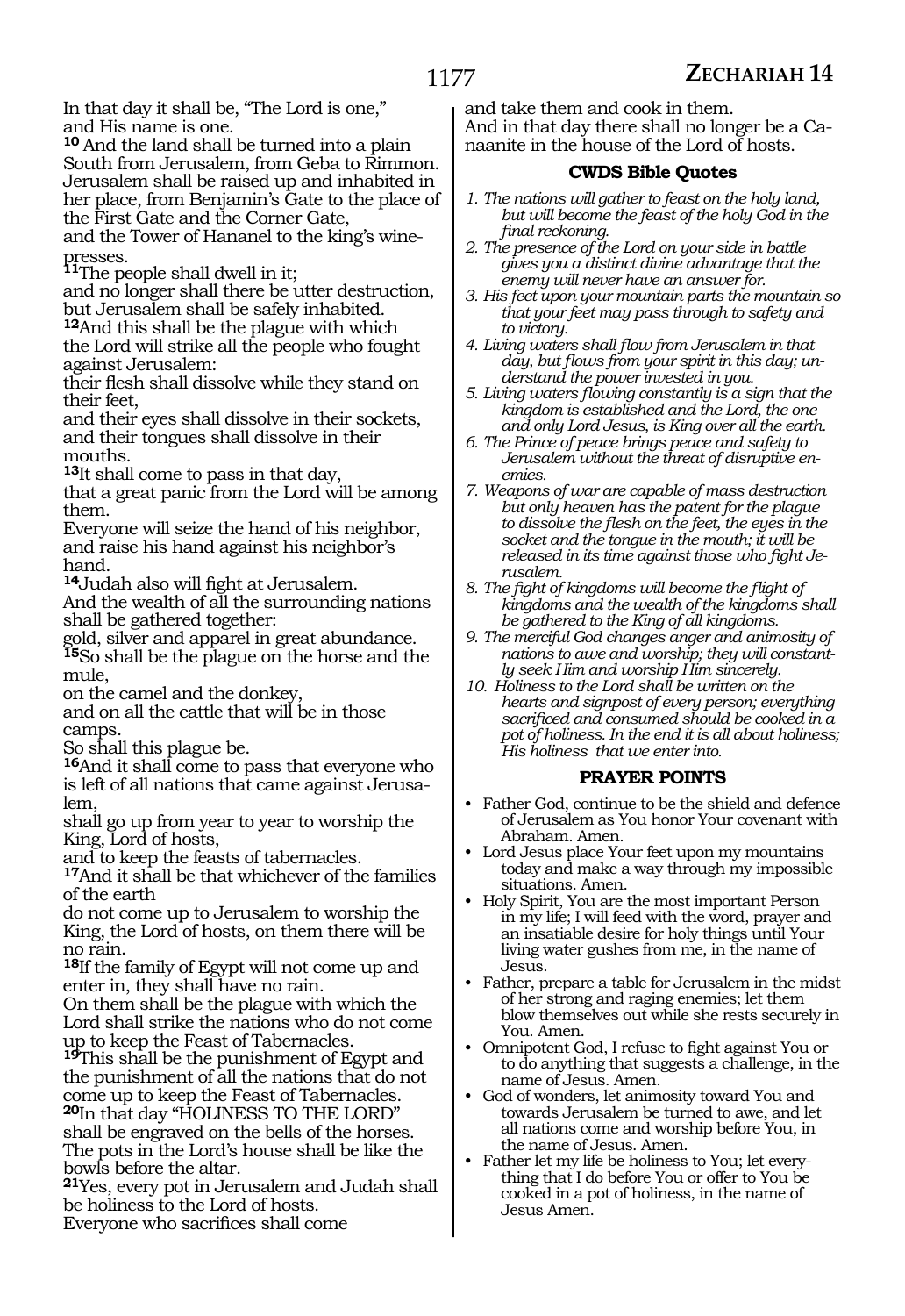In that day it shall be, "The Lord is one,"
and His name is one.

**10** And the land shall be turned into a plain South from Jerusalem, from Geba to Rimmon. Jerusalem shall be raised up and inhabited in her place, from Benjamin's Gate to the place of the First Gate and the Corner Gate,
and the Tower of Hananel to the king's winepresses.

**11**The people shall dwell in it;
and no longer shall there be utter destruction, but Jerusalem shall be safely inhabited.

**12**And this shall be the plague with which the Lord will strike all the people who fought against Jerusalem:
their flesh shall dissolve while they stand on their feet,
and their eyes shall dissolve in their sockets,
and their tongues shall dissolve in their mouths.

**13**It shall come to pass in that day,
that a great panic from the Lord will be among them.
Everyone will seize the hand of his neighbor,
and raise his hand against his neighbor's hand.

**14**Judah also will fight at Jerusalem.
And the wealth of all the surrounding nations shall be gathered together:
gold, silver and apparel in great abundance.

**15**So shall be the plague on the horse and the mule,
on the camel and the donkey,
and on all the cattle that will be in those camps.
So shall this plague be.

**16**And it shall come to pass that everyone who is left of all nations that came against Jerusalem,
shall go up from year to year to worship the King, Lord of hosts,
and to keep the feasts of tabernacles.

**17**And it shall be that whichever of the families of the earth
do not come up to Jerusalem to worship the King, the Lord of hosts, on them there will be no rain.

**18**If the family of Egypt will not come up and enter in, they shall have no rain.
On them shall be the plague with which the Lord shall strike the nations who do not come up to keep the Feast of Tabernacles.

**19**This shall be the punishment of Egypt and the punishment of all the nations that do not come up to keep the Feast of Tabernacles.

**20**In that day "HOLINESS TO THE LORD" shall be engraved on the bells of the horses.
The pots in the Lord's house shall be like the bowls before the altar.

**21**Yes, every pot in Jerusalem and Judah shall be holiness to the Lord of hosts.
Everyone who sacrifices shall come
and take them and cook in them.
And in that day there shall no longer be a Canaanite in the house of the Lord of hosts.

### CWDS Bible Quotes

1. *The nations will gather to feast on the holy land, but will become the feast of the holy God in the final reckoning.*
2. *The presence of the Lord on your side in battle gives you a distinct divine advantage that the enemy will never have an answer for.*
3. *His feet upon your mountain parts the mountain so that your feet may pass through to safety and to victory.*
4. *Living waters shall flow from Jerusalem in that day, but flows from your spirit in this day; understand the power invested in you.*
5. *Living waters flowing constantly is a sign that the kingdom is established and the Lord, the one and only Lord Jesus, is King over all the earth.*
6. *The Prince of peace brings peace and safety to Jerusalem without the threat of disruptive enemies.*
7. *Weapons of war are capable of mass destruction but only heaven has the patent for the plague to dissolve the flesh on the feet, the eyes in the socket and the tongue in the mouth; it will be released in its time against those who fight Jerusalem.*
8. *The fight of kingdoms will become the flight of kingdoms and the wealth of the kingdoms shall be gathered to the King of all kingdoms.*
9. *The merciful God changes anger and animosity of nations to awe and worship; they will constantly seek Him and worship Him sincerely.*
10. *Holiness to the Lord shall be written on the hearts and signpost of every person; everything sacrificed and consumed should be cooked in a pot of holiness. In the end it is all about holiness; His holiness that we enter into.*

### PRAYER POINTS

- Father God, continue to be the shield and defence of Jerusalem as You honor Your covenant with Abraham. Amen.
- Lord Jesus place Your feet upon my mountains today and make a way through my impossible situations. Amen.
- Holy Spirit, You are the most important Person in my life; I will feed with the word, prayer and an insatiable desire for holy things until Your living water gushes from me, in the name of Jesus.
- Father, prepare a table for Jerusalem in the midst of her strong and raging enemies; let them blow themselves out while she rests securely in You. Amen.
- Omnipotent God, I refuse to fight against You or to do anything that suggests a challenge, in the name of Jesus. Amen.
- God of wonders, let animosity toward You and towards Jerusalem be turned to awe, and let all nations come and worship before You, in the name of Jesus. Amen.
- Father let my life be holiness to You; let everything that I do before You or offer to You be cooked in a pot of holiness, in the name of Jesus Amen.